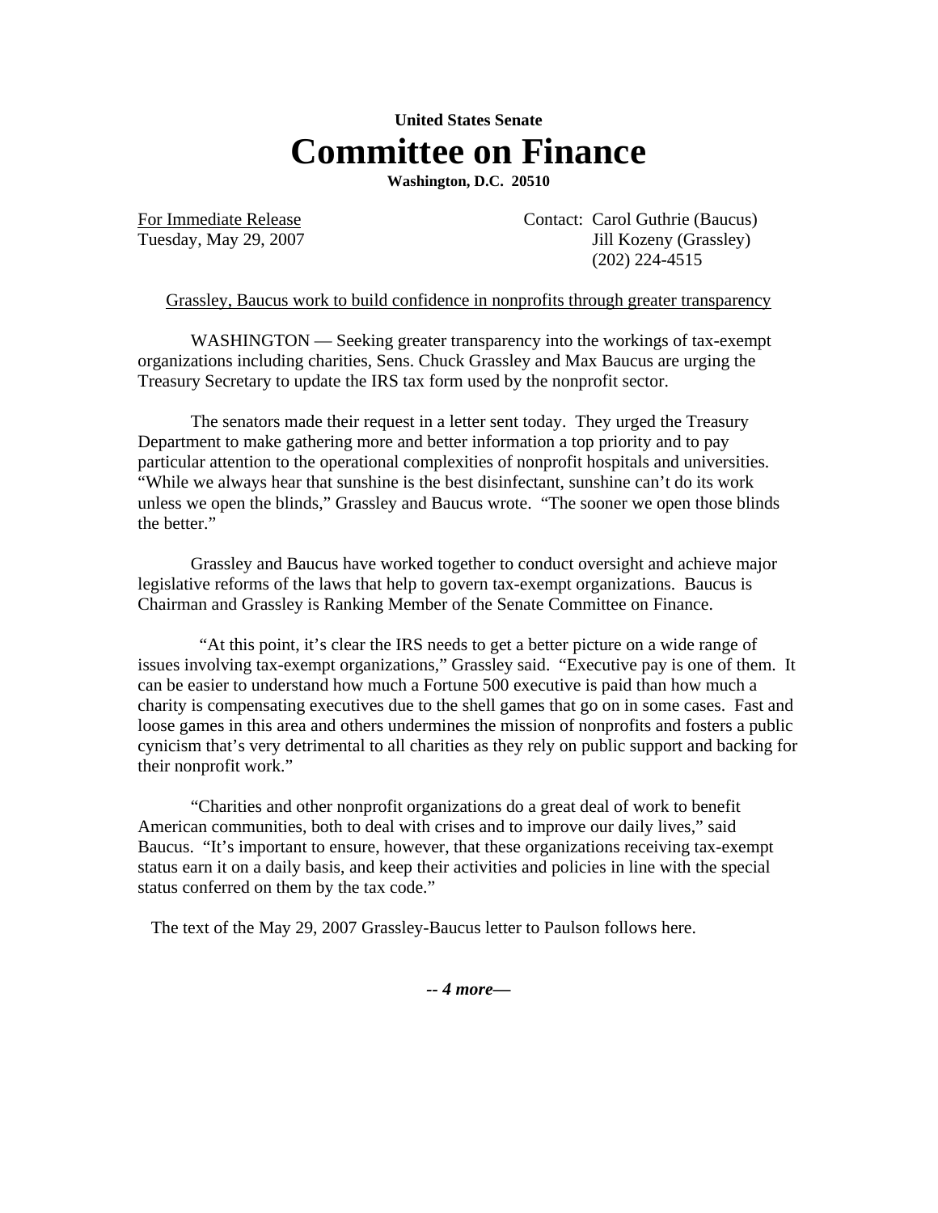**United States Senate**

# Committee on Finance

**Washington, D.C. 20510**

For Immediate Release
Tuesday, May 29, 2007

Contact: Carol Guthrie (Baucus)
Jill Kozeny (Grassley)
(202) 224-4515

Grassley, Baucus work to build confidence in nonprofits through greater transparency

WASHINGTON — Seeking greater transparency into the workings of tax-exempt organizations including charities, Sens. Chuck Grassley and Max Baucus are urging the Treasury Secretary to update the IRS tax form used by the nonprofit sector.

The senators made their request in a letter sent today. They urged the Treasury Department to make gathering more and better information a top priority and to pay particular attention to the operational complexities of nonprofit hospitals and universities. "While we always hear that sunshine is the best disinfectant, sunshine can't do its work unless we open the blinds," Grassley and Baucus wrote. "The sooner we open those blinds the better."

Grassley and Baucus have worked together to conduct oversight and achieve major legislative reforms of the laws that help to govern tax-exempt organizations. Baucus is Chairman and Grassley is Ranking Member of the Senate Committee on Finance.

"At this point, it's clear the IRS needs to get a better picture on a wide range of issues involving tax-exempt organizations," Grassley said. "Executive pay is one of them. It can be easier to understand how much a Fortune 500 executive is paid than how much a charity is compensating executives due to the shell games that go on in some cases. Fast and loose games in this area and others undermines the mission of nonprofits and fosters a public cynicism that's very detrimental to all charities as they rely on public support and backing for their nonprofit work."

"Charities and other nonprofit organizations do a great deal of work to benefit American communities, both to deal with crises and to improve our daily lives," said Baucus. "It's important to ensure, however, that these organizations receiving tax-exempt status earn it on a daily basis, and keep their activities and policies in line with the special status conferred on them by the tax code."

The text of the May 29, 2007 Grassley-Baucus letter to Paulson follows here.

***-- 4 more—***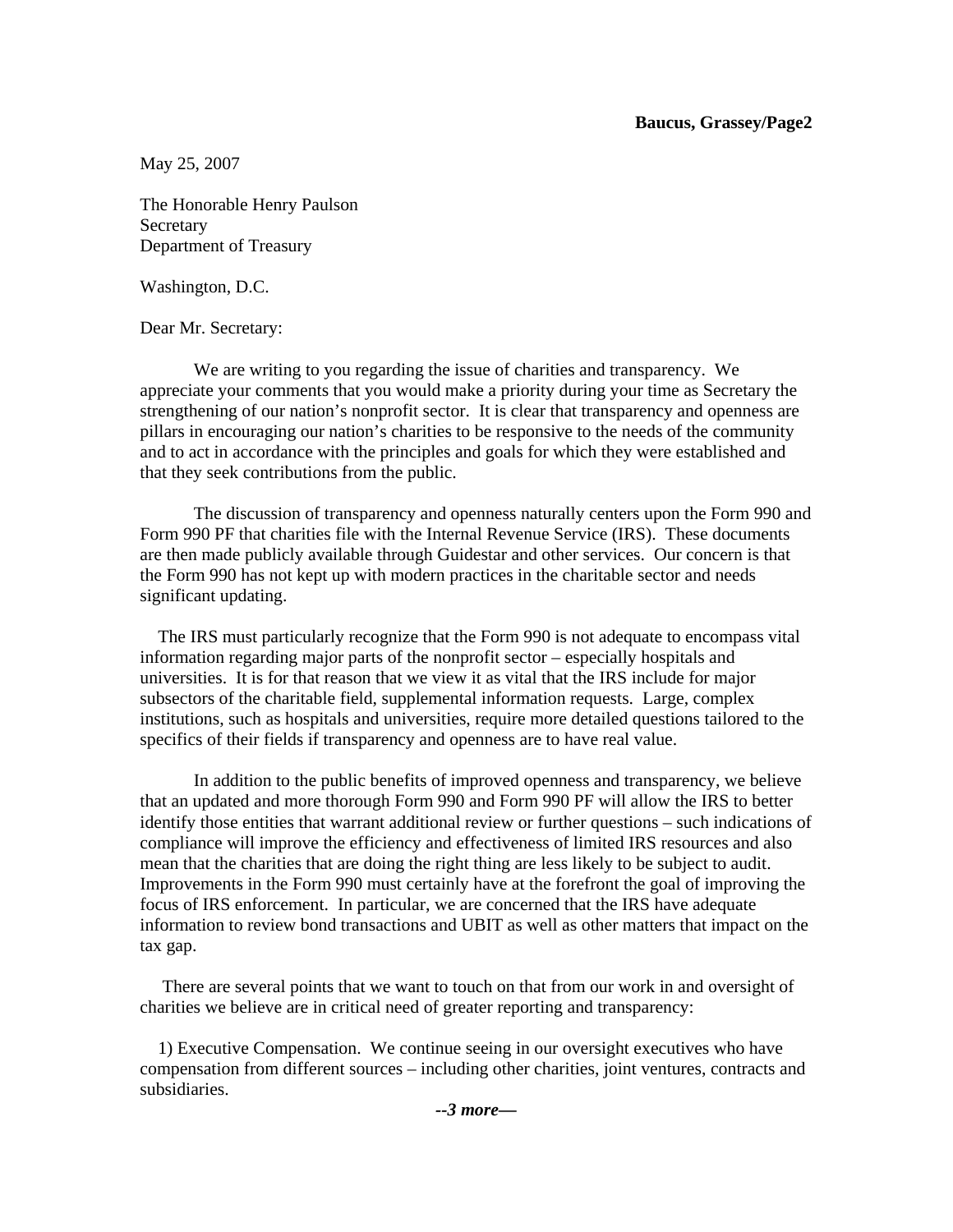May 25, 2007

The Honorable Henry Paulson
Secretary
Department of Treasury

Washington, D.C.

Dear Mr. Secretary:

We are writing to you regarding the issue of charities and transparency. We appreciate your comments that you would make a priority during your time as Secretary the strengthening of our nation's nonprofit sector. It is clear that transparency and openness are pillars in encouraging our nation's charities to be responsive to the needs of the community and to act in accordance with the principles and goals for which they were established and that they seek contributions from the public.

The discussion of transparency and openness naturally centers upon the Form 990 and Form 990 PF that charities file with the Internal Revenue Service (IRS). These documents are then made publicly available through Guidestar and other services. Our concern is that the Form 990 has not kept up with modern practices in the charitable sector and needs significant updating.

The IRS must particularly recognize that the Form 990 is not adequate to encompass vital information regarding major parts of the nonprofit sector – especially hospitals and universities. It is for that reason that we view it as vital that the IRS include for major subsectors of the charitable field, supplemental information requests. Large, complex institutions, such as hospitals and universities, require more detailed questions tailored to the specifics of their fields if transparency and openness are to have real value.

In addition to the public benefits of improved openness and transparency, we believe that an updated and more thorough Form 990 and Form 990 PF will allow the IRS to better identify those entities that warrant additional review or further questions – such indications of compliance will improve the efficiency and effectiveness of limited IRS resources and also mean that the charities that are doing the right thing are less likely to be subject to audit. Improvements in the Form 990 must certainly have at the forefront the goal of improving the focus of IRS enforcement. In particular, we are concerned that the IRS have adequate information to review bond transactions and UBIT as well as other matters that impact on the tax gap.

There are several points that we want to touch on that from our work in and oversight of charities we believe are in critical need of greater reporting and transparency:

1) Executive Compensation. We continue seeing in our oversight executives who have compensation from different sources – including other charities, joint ventures, contracts and subsidiaries.

***--3 more—***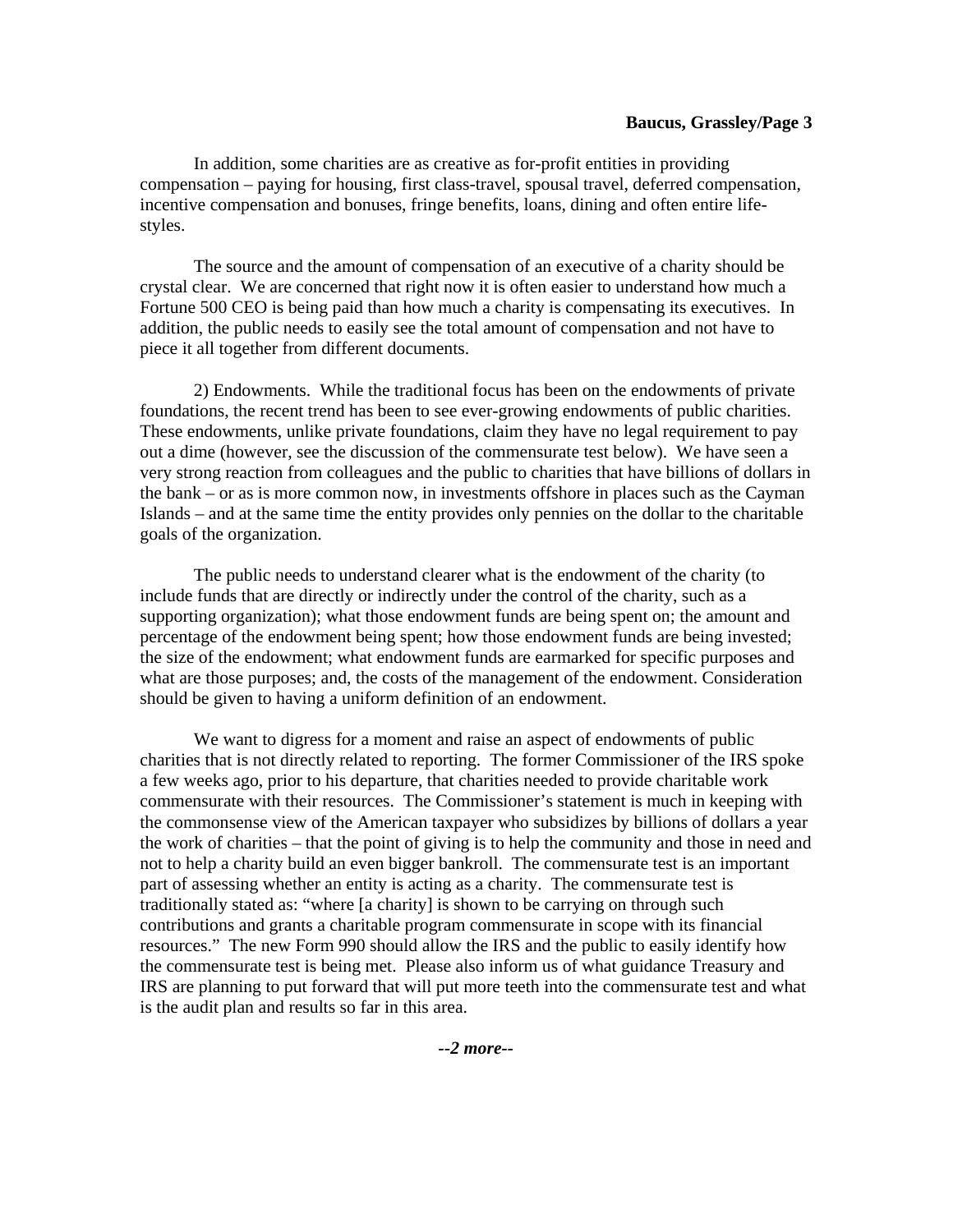In addition, some charities are as creative as for-profit entities in providing compensation – paying for housing, first class-travel, spousal travel, deferred compensation, incentive compensation and bonuses, fringe benefits, loans, dining and often entire life-styles.

The source and the amount of compensation of an executive of a charity should be crystal clear. We are concerned that right now it is often easier to understand how much a Fortune 500 CEO is being paid than how much a charity is compensating its executives. In addition, the public needs to easily see the total amount of compensation and not have to piece it all together from different documents.

2) Endowments. While the traditional focus has been on the endowments of private foundations, the recent trend has been to see ever-growing endowments of public charities. These endowments, unlike private foundations, claim they have no legal requirement to pay out a dime (however, see the discussion of the commensurate test below). We have seen a very strong reaction from colleagues and the public to charities that have billions of dollars in the bank – or as is more common now, in investments offshore in places such as the Cayman Islands – and at the same time the entity provides only pennies on the dollar to the charitable goals of the organization.

The public needs to understand clearer what is the endowment of the charity (to include funds that are directly or indirectly under the control of the charity, such as a supporting organization); what those endowment funds are being spent on; the amount and percentage of the endowment being spent; how those endowment funds are being invested; the size of the endowment; what endowment funds are earmarked for specific purposes and what are those purposes; and, the costs of the management of the endowment. Consideration should be given to having a uniform definition of an endowment.

We want to digress for a moment and raise an aspect of endowments of public charities that is not directly related to reporting. The former Commissioner of the IRS spoke a few weeks ago, prior to his departure, that charities needed to provide charitable work commensurate with their resources. The Commissioner's statement is much in keeping with the commonsense view of the American taxpayer who subsidizes by billions of dollars a year the work of charities – that the point of giving is to help the community and those in need and not to help a charity build an even bigger bankroll. The commensurate test is an important part of assessing whether an entity is acting as a charity. The commensurate test is traditionally stated as: "where [a charity] is shown to be carrying on through such contributions and grants a charitable program commensurate in scope with its financial resources." The new Form 990 should allow the IRS and the public to easily identify how the commensurate test is being met. Please also inform us of what guidance Treasury and IRS are planning to put forward that will put more teeth into the commensurate test and what is the audit plan and results so far in this area.

***--2 more--***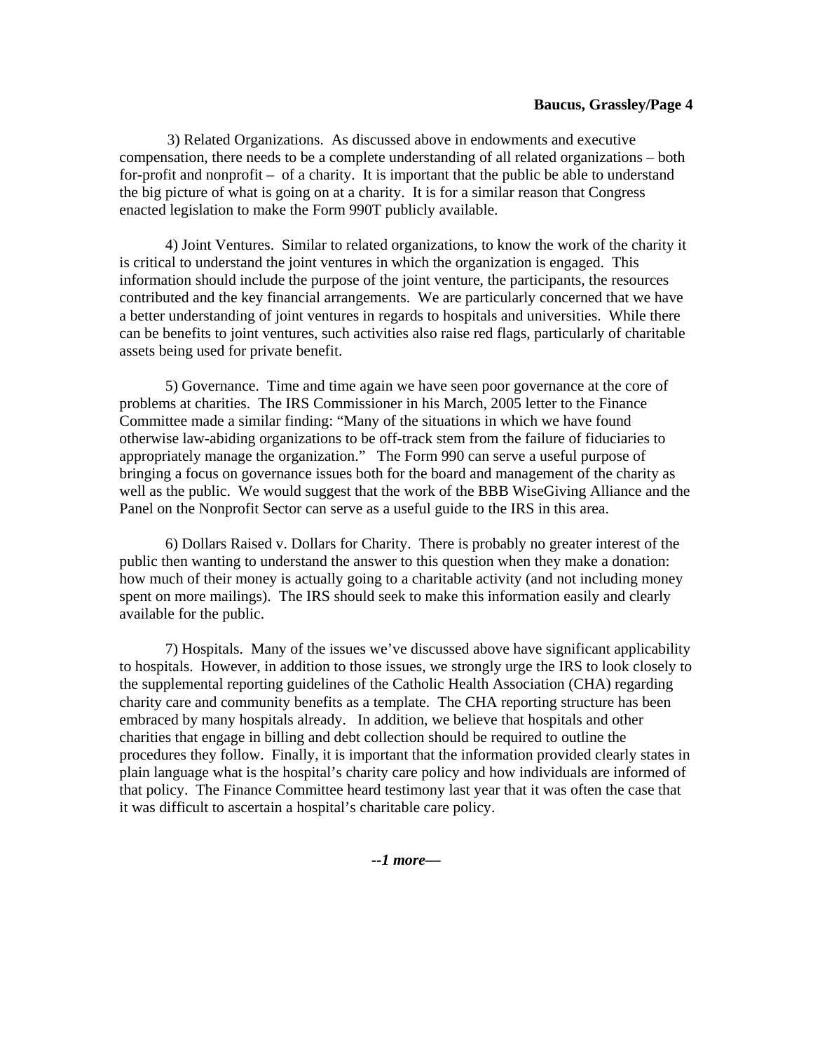3) Related Organizations.  As discussed above in endowments and executive compensation, there needs to be a complete understanding of all related organizations – both for-profit and nonprofit –  of a charity.  It is important that the public be able to understand the big picture of what is going on at a charity.  It is for a similar reason that Congress enacted legislation to make the Form 990T publicly available.

4) Joint Ventures.  Similar to related organizations, to know the work of the charity it is critical to understand the joint ventures in which the organization is engaged.  This information should include the purpose of the joint venture, the participants, the resources contributed and the key financial arrangements.  We are particularly concerned that we have a better understanding of joint ventures in regards to hospitals and universities.  While there can be benefits to joint ventures, such activities also raise red flags, particularly of charitable assets being used for private benefit.

5) Governance.  Time and time again we have seen poor governance at the core of problems at charities.  The IRS Commissioner in his March, 2005 letter to the Finance Committee made a similar finding: "Many of the situations in which we have found otherwise law-abiding organizations to be off-track stem from the failure of fiduciaries to appropriately manage the organization."   The Form 990 can serve a useful purpose of bringing a focus on governance issues both for the board and management of the charity as well as the public.  We would suggest that the work of the BBB WiseGiving Alliance and the Panel on the Nonprofit Sector can serve as a useful guide to the IRS in this area.

6) Dollars Raised v. Dollars for Charity.  There is probably no greater interest of the public then wanting to understand the answer to this question when they make a donation: how much of their money is actually going to a charitable activity (and not including money spent on more mailings).  The IRS should seek to make this information easily and clearly available for the public.

7) Hospitals.  Many of the issues we've discussed above have significant applicability to hospitals.  However, in addition to those issues, we strongly urge the IRS to look closely to the supplemental reporting guidelines of the Catholic Health Association (CHA) regarding charity care and community benefits as a template.  The CHA reporting structure has been embraced by many hospitals already.   In addition, we believe that hospitals and other charities that engage in billing and debt collection should be required to outline the procedures they follow.  Finally, it is important that the information provided clearly states in plain language what is the hospital's charity care policy and how individuals are informed of that policy.  The Finance Committee heard testimony last year that it was often the case that it was difficult to ascertain a hospital's charitable care policy.

***--1 more—***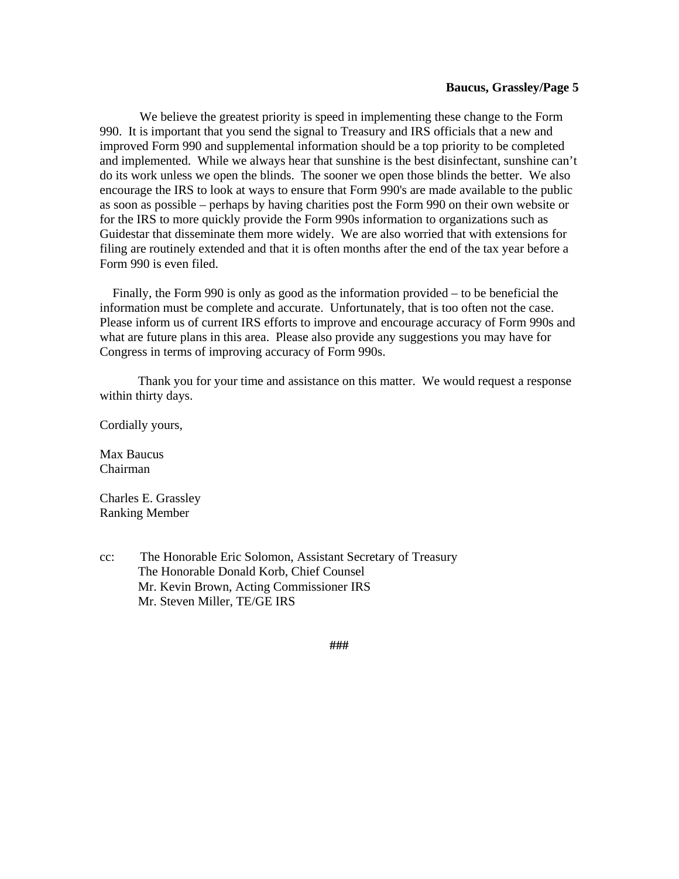We believe the greatest priority is speed in implementing these change to the Form 990. It is important that you send the signal to Treasury and IRS officials that a new and improved Form 990 and supplemental information should be a top priority to be completed and implemented. While we always hear that sunshine is the best disinfectant, sunshine can't do its work unless we open the blinds. The sooner we open those blinds the better. We also encourage the IRS to look at ways to ensure that Form 990's are made available to the public as soon as possible – perhaps by having charities post the Form 990 on their own website or for the IRS to more quickly provide the Form 990s information to organizations such as Guidestar that disseminate them more widely. We are also worried that with extensions for filing are routinely extended and that it is often months after the end of the tax year before a Form 990 is even filed.

Finally, the Form 990 is only as good as the information provided – to be beneficial the information must be complete and accurate. Unfortunately, that is too often not the case. Please inform us of current IRS efforts to improve and encourage accuracy of Form 990s and what are future plans in this area. Please also provide any suggestions you may have for Congress in terms of improving accuracy of Form 990s.

Thank you for your time and assistance on this matter. We would request a response within thirty days.

Cordially yours,

Max Baucus
Chairman

Charles E. Grassley
Ranking Member

cc: The Honorable Eric Solomon, Assistant Secretary of Treasury
The Honorable Donald Korb, Chief Counsel
Mr. Kevin Brown, Acting Commissioner IRS
Mr. Steven Miller, TE/GE IRS

###